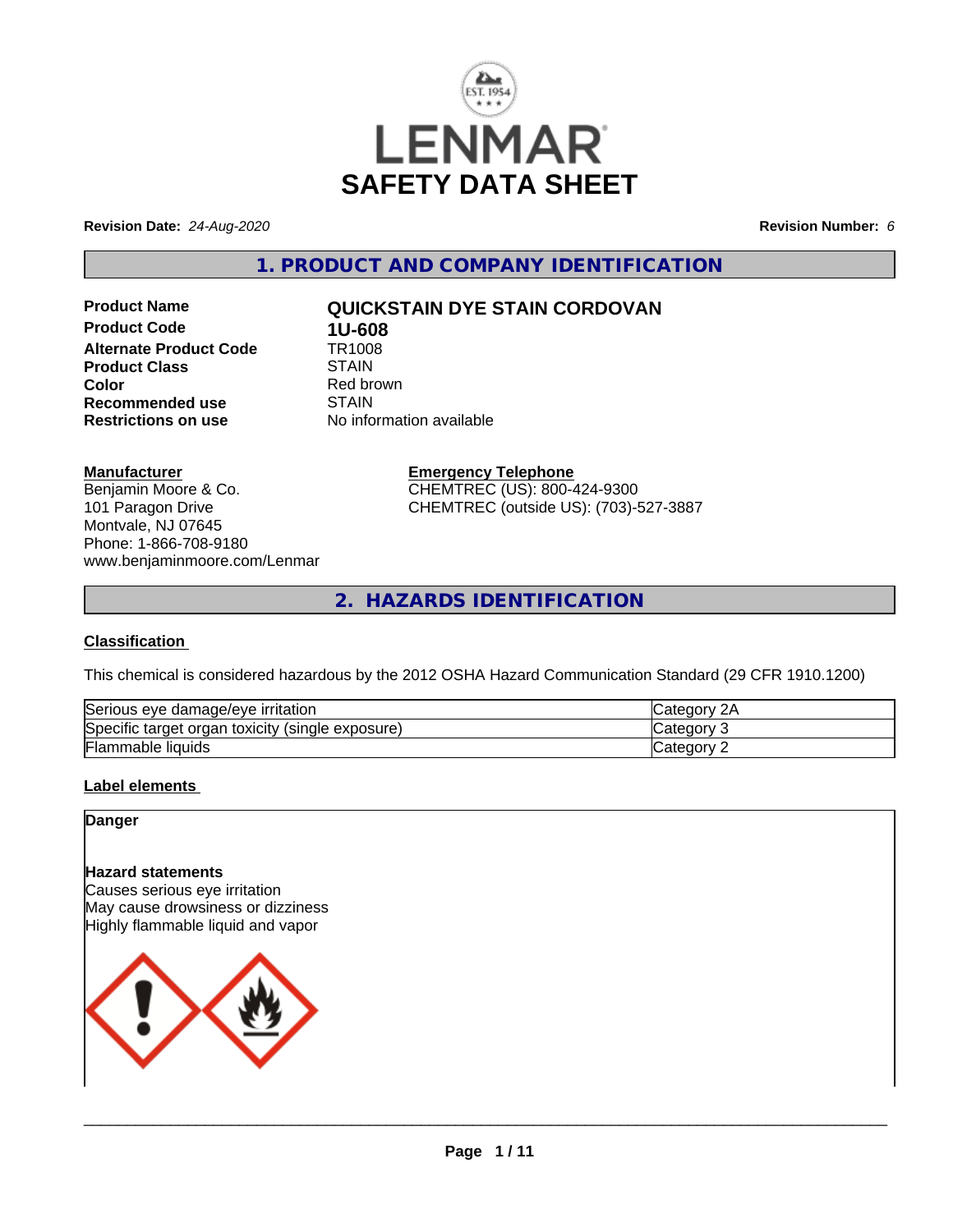# LENMAR

# SAFETY DATA SHEET

**Revision Date:** *24-Aug-2020*

**Revision Number:** *6*

## 1. PRODUCT AND COMPANY IDENTIFICATION

| | |
|---|---|
| **Product Name** | **QUICKSTAIN DYE STAIN CORDOVAN** |
| **Product Code** | **1U-608** |
| **Alternate Product Code** | TR1008 |
| **Product Class** | STAIN |
| **Color** | Red brown |
| **Recommended use** | STAIN |
| **Restrictions on use** | No information available |

**Manufacturer**
Benjamin Moore & Co.
101 Paragon Drive
Montvale, NJ 07645
Phone: 1-866-708-9180
www.benjaminmoore.com/Lenmar

**Emergency Telephone**
CHEMTREC (US): 800-424-9300
CHEMTREC (outside US): (703)-527-3887

## 2. HAZARDS IDENTIFICATION

**Classification**

This chemical is considered hazardous by the 2012 OSHA Hazard Communication Standard (29 CFR 1910.1200)

| | |
|---|---|
| Serious eye damage/eye irritation | Category 2A |
| Specific target organ toxicity (single exposure) | Category 3 |
| Flammable liquids | Category 2 |

**Label elements**

**Danger**

**Hazard statements**
Causes serious eye irritation
May cause drowsiness or dizziness
Highly flammable liquid and vapor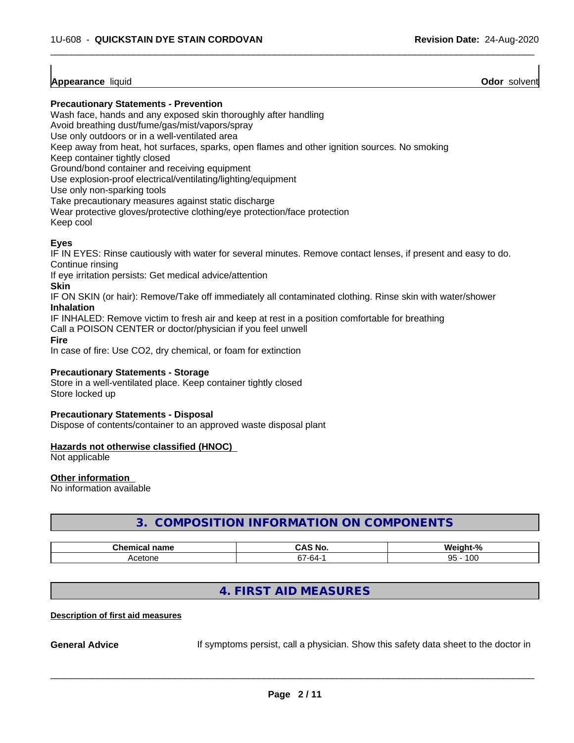**Appearance** liquid **Odor** solvent

**Precautionary Statements - Prevention**

Wash face, hands and any exposed skin thoroughly after handling
Avoid breathing dust/fume/gas/mist/vapors/spray
Use only outdoors or in a well-ventilated area
Keep away from heat, hot surfaces, sparks, open flames and other ignition sources. No smoking
Keep container tightly closed
Ground/bond container and receiving equipment
Use explosion-proof electrical/ventilating/lighting/equipment
Use only non-sparking tools
Take precautionary measures against static discharge
Wear protective gloves/protective clothing/eye protection/face protection
Keep cool

**Eyes**

IF IN EYES: Rinse cautiously with water for several minutes. Remove contact lenses, if present and easy to do. Continue rinsing
If eye irritation persists: Get medical advice/attention

**Skin**

IF ON SKIN (or hair): Remove/Take off immediately all contaminated clothing. Rinse skin with water/shower

**Inhalation**

IF INHALED: Remove victim to fresh air and keep at rest in a position comfortable for breathing
Call a POISON CENTER or doctor/physician if you feel unwell

**Fire**

In case of fire: Use CO2, dry chemical, or foam for extinction

**Precautionary Statements - Storage**

Store in a well-ventilated place. Keep container tightly closed
Store locked up

**Precautionary Statements - Disposal**

Dispose of contents/container to an approved waste disposal plant

**Hazards not otherwise classified (HNOC)**

Not applicable

**Other information**

No information available

## 3. COMPOSITION INFORMATION ON COMPONENTS

| Chemical name | CAS No. | Weight-% |
| --- | --- | --- |
| Acetone | 67-64-1 | 95 - 100 |

## 4. FIRST AID MEASURES

**Description of first aid measures**

**General Advice** If symptoms persist, call a physician. Show this safety data sheet to the doctor in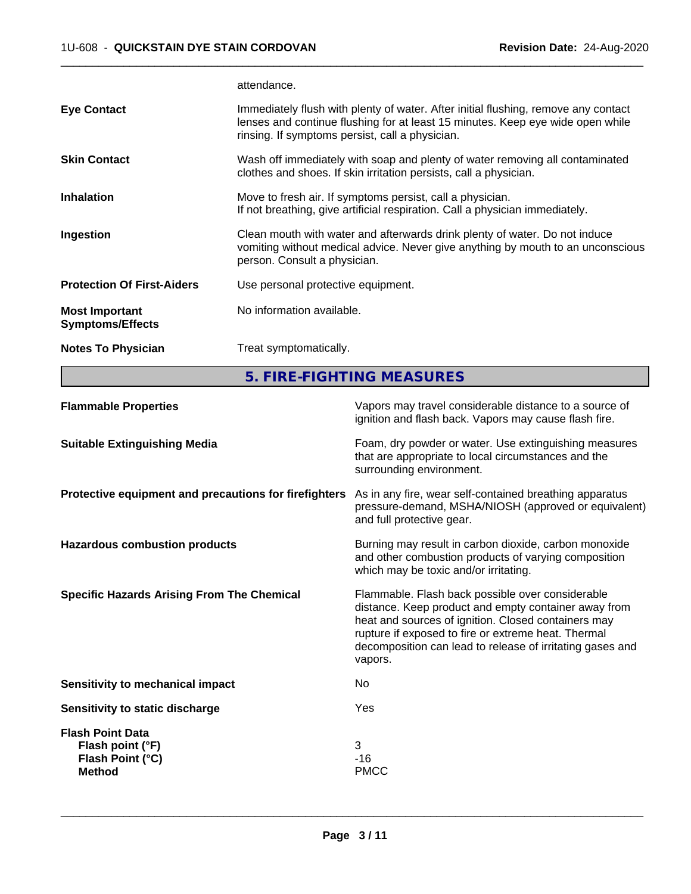attendance.

| | |
|---|---|
| **Eye Contact** | Immediately flush with plenty of water. After initial flushing, remove any contact lenses and continue flushing for at least 15 minutes. Keep eye wide open while rinsing. If symptoms persist, call a physician. |
| **Skin Contact** | Wash off immediately with soap and plenty of water removing all contaminated clothes and shoes. If skin irritation persists, call a physician. |
| **Inhalation** | Move to fresh air. If symptoms persist, call a physician. If not breathing, give artificial respiration. Call a physician immediately. |
| **Ingestion** | Clean mouth with water and afterwards drink plenty of water. Do not induce vomiting without medical advice. Never give anything by mouth to an unconscious person. Consult a physician. |
| **Protection Of First-Aiders** | Use personal protective equipment. |
| **Most Important Symptoms/Effects** | No information available. |
| **Notes To Physician** | Treat symptomatically. |

## 5. FIRE-FIGHTING MEASURES

| | |
|---|---|
| **Flammable Properties** | Vapors may travel considerable distance to a source of ignition and flash back. Vapors may cause flash fire. |
| **Suitable Extinguishing Media** | Foam, dry powder or water. Use extinguishing measures that are appropriate to local circumstances and the surrounding environment. |
| **Protective equipment and precautions for firefighters** | As in any fire, wear self-contained breathing apparatus pressure-demand, MSHA/NIOSH (approved or equivalent) and full protective gear. |
| **Hazardous combustion products** | Burning may result in carbon dioxide, carbon monoxide and other combustion products of varying composition which may be toxic and/or irritating. |
| **Specific Hazards Arising From The Chemical** | Flammable. Flash back possible over considerable distance. Keep product and empty container away from heat and sources of ignition. Closed containers may rupture if exposed to fire or extreme heat. Thermal decomposition can lead to release of irritating gases and vapors. |
| **Sensitivity to mechanical impact** | No |
| **Sensitivity to static discharge** | Yes |

**Flash Point Data**

| | |
|---|---|
| **Flash point (°F)** | 3 |
| **Flash Point (°C)** | -16 |
| **Method** | PMCC |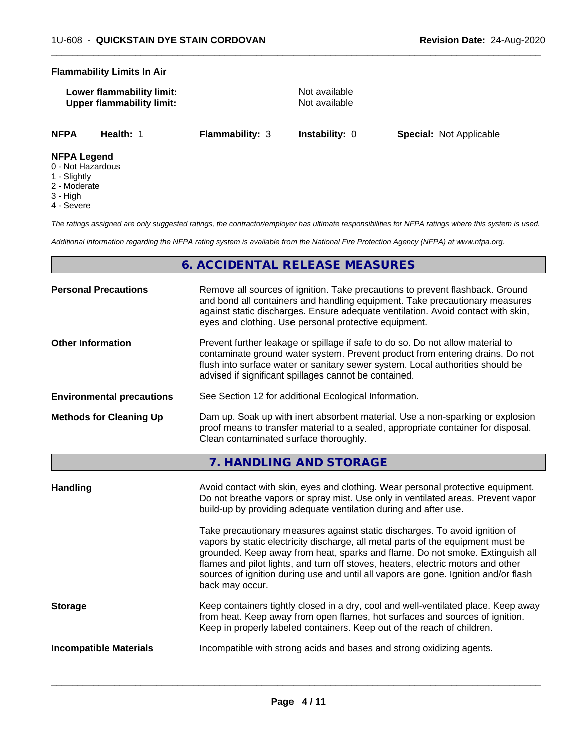**Flammability Limits In Air**

| | |
|---|---|
| **Lower flammability limit:** | Not available |
| **Upper flammability limit:** | Not available |

| **NFPA** | **Health:** 1 | **Flammability:** 3 | **Instability:** 0 | **Special:** Not Applicable |
|---|---|---|---|---|

**NFPA Legend**
0 - Not Hazardous
1 - Slightly
2 - Moderate
3 - High
4 - Severe

*The ratings assigned are only suggested ratings, the contractor/employer has ultimate responsibilities for NFPA ratings where this system is used.*

*Additional information regarding the NFPA rating system is available from the National Fire Protection Agency (NFPA) at www.nfpa.org.*

## 6. ACCIDENTAL RELEASE MEASURES

**Personal Precautions**

Remove all sources of ignition. Take precautions to prevent flashback. Ground and bond all containers and handling equipment. Take precautionary measures against static discharges. Ensure adequate ventilation. Avoid contact with skin, eyes and clothing. Use personal protective equipment.

**Other Information**

Prevent further leakage or spillage if safe to do so. Do not allow material to contaminate ground water system. Prevent product from entering drains. Do not flush into surface water or sanitary sewer system. Local authorities should be advised if significant spillages cannot be contained.

**Environmental precautions**

See Section 12 for additional Ecological Information.

**Methods for Cleaning Up**

Dam up. Soak up with inert absorbent material. Use a non-sparking or explosion proof means to transfer material to a sealed, appropriate container for disposal. Clean contaminated surface thoroughly.

## 7. HANDLING AND STORAGE

**Handling**

Avoid contact with skin, eyes and clothing. Wear personal protective equipment. Do not breathe vapors or spray mist. Use only in ventilated areas. Prevent vapor build-up by providing adequate ventilation during and after use.

Take precautionary measures against static discharges. To avoid ignition of vapors by static electricity discharge, all metal parts of the equipment must be grounded. Keep away from heat, sparks and flame. Do not smoke. Extinguish all flames and pilot lights, and turn off stoves, heaters, electric motors and other sources of ignition during use and until all vapors are gone. Ignition and/or flash back may occur.

**Storage**

Keep containers tightly closed in a dry, cool and well-ventilated place. Keep away from heat. Keep away from open flames, hot surfaces and sources of ignition. Keep in properly labeled containers. Keep out of the reach of children.

**Incompatible Materials**

Incompatible with strong acids and bases and strong oxidizing agents.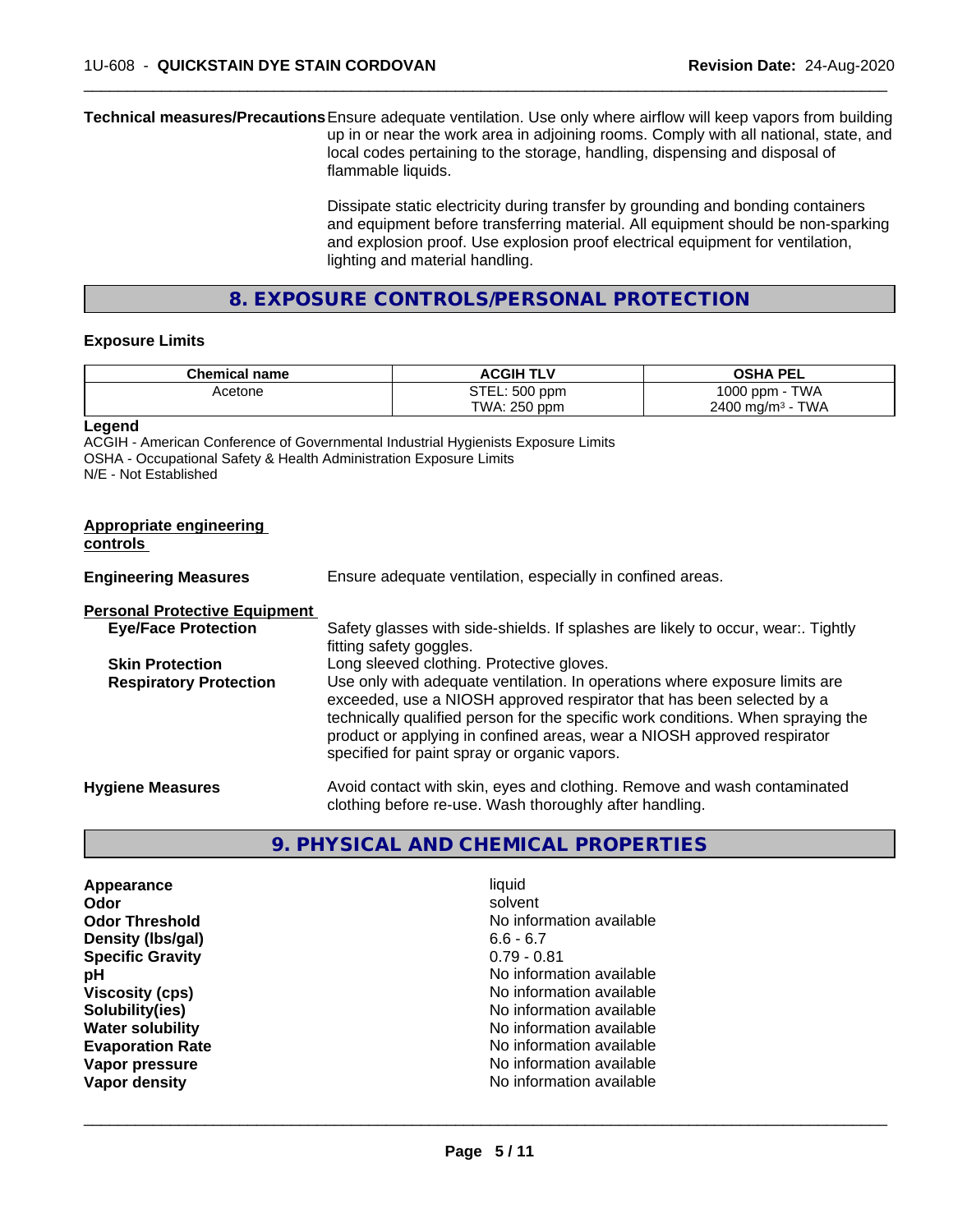**Technical measures/Precautions** Ensure adequate ventilation. Use only where airflow will keep vapors from building up in or near the work area in adjoining rooms. Comply with all national, state, and local codes pertaining to the storage, handling, dispensing and disposal of flammable liquids.

Dissipate static electricity during transfer by grounding and bonding containers and equipment before transferring material. All equipment should be non-sparking and explosion proof. Use explosion proof electrical equipment for ventilation, lighting and material handling.

## 8. EXPOSURE CONTROLS/PERSONAL PROTECTION

### Exposure Limits

| Chemical name | ACGIH TLV | OSHA PEL |
|---|---|---|
| Acetone | STEL: 500 ppm<br>TWA: 250 ppm | 1000 ppm - TWA<br>2400 mg/m³ - TWA |

**Legend**
ACGIH - American Conference of Governmental Industrial Hygienists Exposure Limits
OSHA - Occupational Safety & Health Administration Exposure Limits
N/E - Not Established

**Appropriate engineering controls**

**Engineering Measures** Ensure adequate ventilation, especially in confined areas.

**Personal Protective Equipment**

**Eye/Face Protection** Safety glasses with side-shields. If splashes are likely to occur, wear:. Tightly fitting safety goggles.

**Skin Protection** Long sleeved clothing. Protective gloves.

**Respiratory Protection** Use only with adequate ventilation. In operations where exposure limits are exceeded, use a NIOSH approved respirator that has been selected by a technically qualified person for the specific work conditions. When spraying the product or applying in confined areas, wear a NIOSH approved respirator specified for paint spray or organic vapors.

**Hygiene Measures** Avoid contact with skin, eyes and clothing. Remove and wash contaminated clothing before re-use. Wash thoroughly after handling.

## 9. PHYSICAL AND CHEMICAL PROPERTIES

| | |
|---|---|
| **Appearance** | liquid |
| **Odor** | solvent |
| **Odor Threshold** | No information available |
| **Density (lbs/gal)** | 6.6 - 6.7 |
| **Specific Gravity** | 0.79 - 0.81 |
| **pH** | No information available |
| **Viscosity (cps)** | No information available |
| **Solubility(ies)** | No information available |
| **Water solubility** | No information available |
| **Evaporation Rate** | No information available |
| **Vapor pressure** | No information available |
| **Vapor density** | No information available |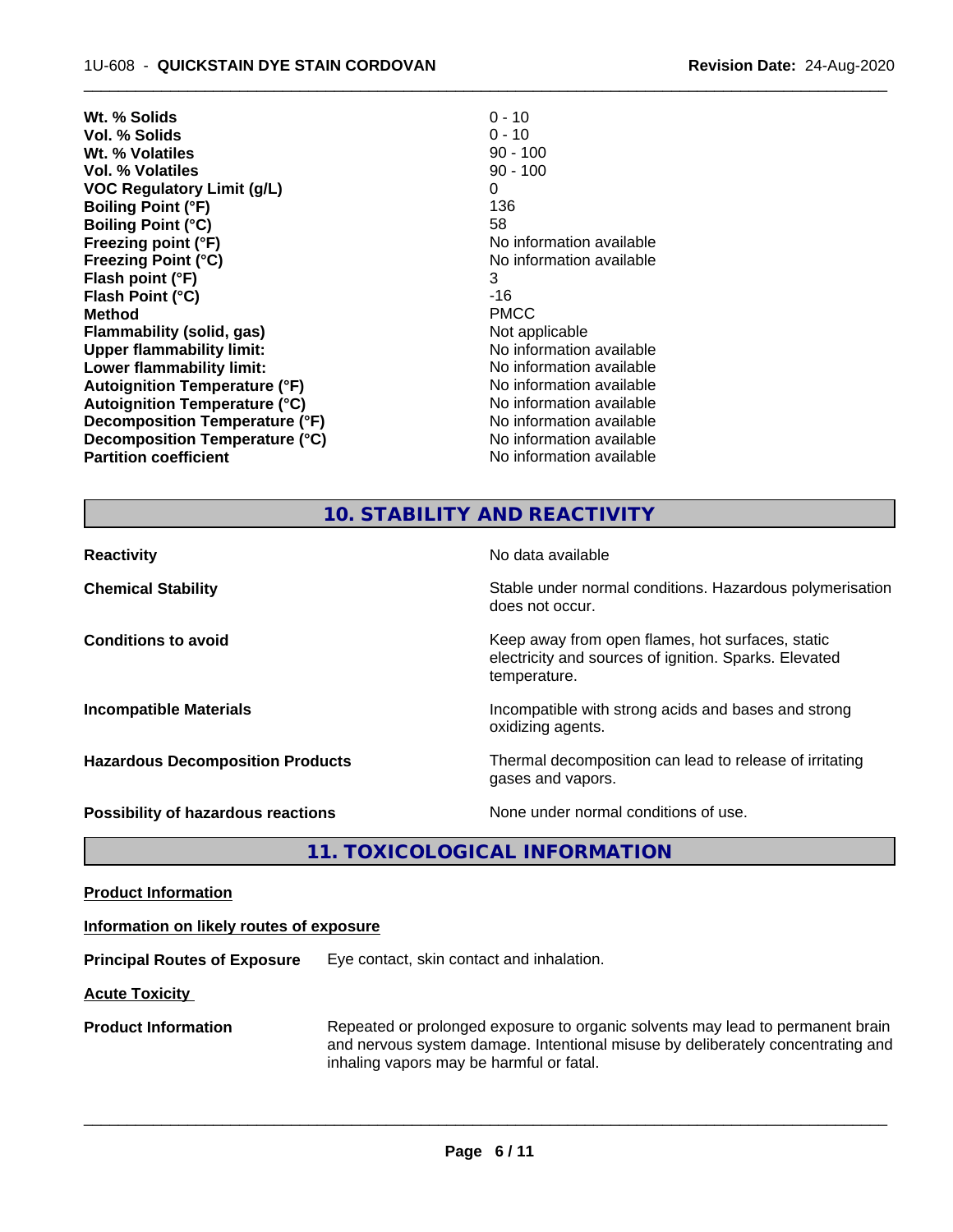| | |
|---|---|
| **Wt. % Solids** | 0 - 10 |
| **Vol. % Solids** | 0 - 10 |
| **Wt. % Volatiles** | 90 - 100 |
| **Vol. % Volatiles** | 90 - 100 |
| **VOC Regulatory Limit (g/L)** | 0 |
| **Boiling Point (°F)** | 136 |
| **Boiling Point (°C)** | 58 |
| **Freezing point (°F)** | No information available |
| **Freezing Point (°C)** | No information available |
| **Flash point (°F)** | 3 |
| **Flash Point (°C)** | -16 |
| **Method** | PMCC |
| **Flammability (solid, gas)** | Not applicable |
| **Upper flammability limit:** | No information available |
| **Lower flammability limit:** | No information available |
| **Autoignition Temperature (°F)** | No information available |
| **Autoignition Temperature (°C)** | No information available |
| **Decomposition Temperature (°F)** | No information available |
| **Decomposition Temperature (°C)** | No information available |
| **Partition coefficient** | No information available |

## 10. STABILITY AND REACTIVITY

| | |
|---|---|
| **Reactivity** | No data available |
| **Chemical Stability** | Stable under normal conditions. Hazardous polymerisation does not occur. |
| **Conditions to avoid** | Keep away from open flames, hot surfaces, static electricity and sources of ignition. Sparks. Elevated temperature. |
| **Incompatible Materials** | Incompatible with strong acids and bases and strong oxidizing agents. |
| **Hazardous Decomposition Products** | Thermal decomposition can lead to release of irritating gases and vapors. |
| **Possibility of hazardous reactions** | None under normal conditions of use. |

## 11. TOXICOLOGICAL INFORMATION

**Product Information**

**Information on likely routes of exposure**

**Principal Routes of Exposure** Eye contact, skin contact and inhalation.

**Acute Toxicity**

**Product Information** Repeated or prolonged exposure to organic solvents may lead to permanent brain and nervous system damage. Intentional misuse by deliberately concentrating and inhaling vapors may be harmful or fatal.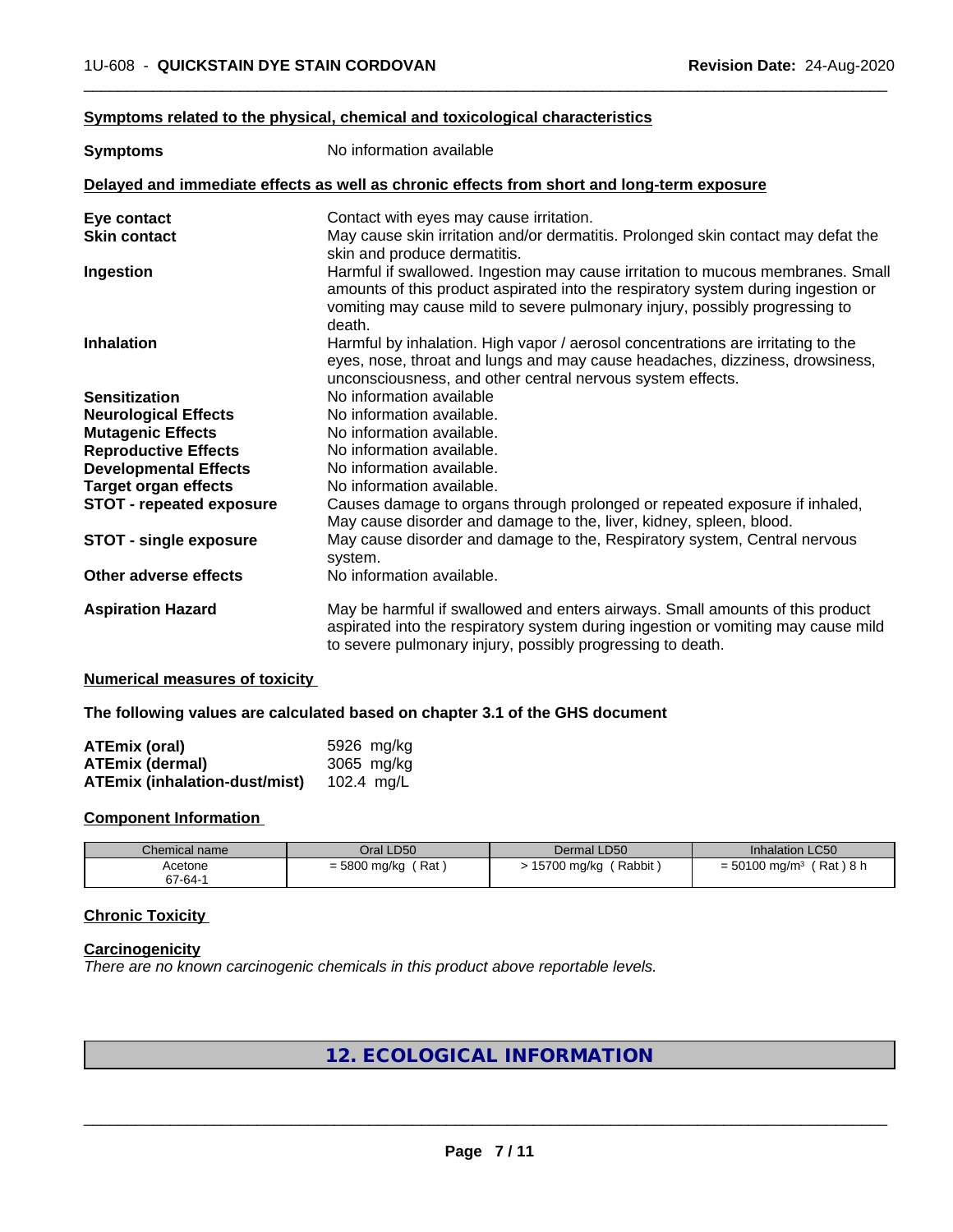**Symptoms related to the physical, chemical and toxicological characteristics**

| | |
|---|---|
| **Symptoms** | No information available |

**Delayed and immediate effects as well as chronic effects from short and long-term exposure**

| | |
|---|---|
| **Eye contact** | Contact with eyes may cause irritation. |
| **Skin contact** | May cause skin irritation and/or dermatitis. Prolonged skin contact may defat the skin and produce dermatitis. |
| **Ingestion** | Harmful if swallowed. Ingestion may cause irritation to mucous membranes. Small amounts of this product aspirated into the respiratory system during ingestion or vomiting may cause mild to severe pulmonary injury, possibly progressing to death. |
| **Inhalation** | Harmful by inhalation. High vapor / aerosol concentrations are irritating to the eyes, nose, throat and lungs and may cause headaches, dizziness, drowsiness, unconsciousness, and other central nervous system effects. |
| **Sensitization** | No information available |
| **Neurological Effects** | No information available. |
| **Mutagenic Effects** | No information available. |
| **Reproductive Effects** | No information available. |
| **Developmental Effects** | No information available. |
| **Target organ effects** | No information available. |
| **STOT - repeated exposure** | Causes damage to organs through prolonged or repeated exposure if inhaled, May cause disorder and damage to the, liver, kidney, spleen, blood. |
| **STOT - single exposure** | May cause disorder and damage to the, Respiratory system, Central nervous system. |
| **Other adverse effects** | No information available. |
| **Aspiration Hazard** | May be harmful if swallowed and enters airways. Small amounts of this product aspirated into the respiratory system during ingestion or vomiting may cause mild to severe pulmonary injury, possibly progressing to death. |

**Numerical measures of toxicity**

**The following values are calculated based on chapter 3.1 of the GHS document**

| | |
|---|---|
| **ATEmix (oral)** | 5926 mg/kg |
| **ATEmix (dermal)** | 3065 mg/kg |
| **ATEmix (inhalation-dust/mist)** | 102.4 mg/L |

**Component Information**

| Chemical name | Oral LD50 | Dermal LD50 | Inhalation LC50 |
|---|---|---|---|
| Acetone<br>67-64-1 | = 5800 mg/kg ( Rat ) | > 15700 mg/kg ( Rabbit ) | = 50100 mg/m³ ( Rat ) 8 h |

**Chronic Toxicity**

**Carcinogenicity**

*There are no known carcinogenic chemicals in this product above reportable levels.*

## 12. ECOLOGICAL INFORMATION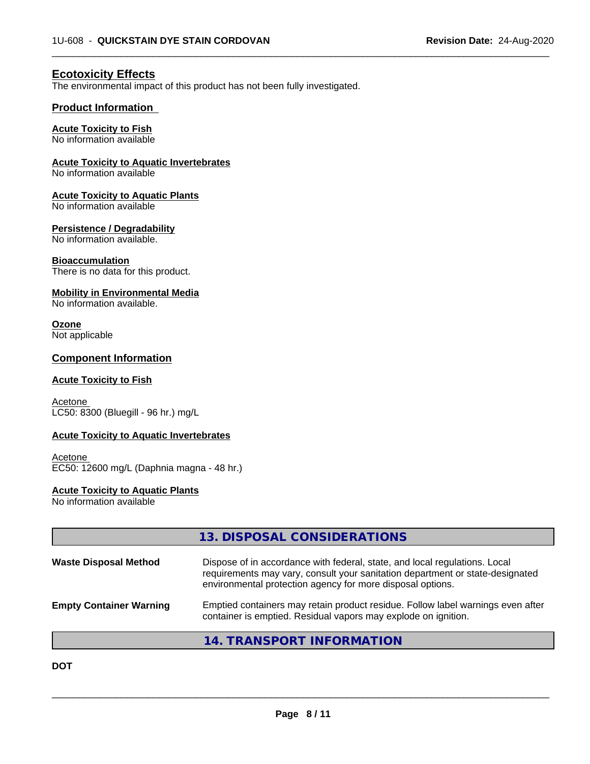## Ecotoxicity Effects

The environmental impact of this product has not been fully investigated.

### Product Information

**Acute Toxicity to Fish**
No information available

**Acute Toxicity to Aquatic Invertebrates**
No information available

**Acute Toxicity to Aquatic Plants**
No information available

**Persistence / Degradability**
No information available.

**Bioaccumulation**
There is no data for this product.

**Mobility in Environmental Media**
No information available.

**Ozone**
Not applicable

### Component Information

**Acute Toxicity to Fish**

Acetone
LC50: 8300 (Bluegill - 96 hr.) mg/L

**Acute Toxicity to Aquatic Invertebrates**

Acetone
EC50: 12600 mg/L (Daphnia magna - 48 hr.)

**Acute Toxicity to Aquatic Plants**
No information available

## 13. DISPOSAL CONSIDERATIONS

| | |
|---|---|
| **Waste Disposal Method** | Dispose of in accordance with federal, state, and local regulations. Local requirements may vary, consult your sanitation department or state-designated environmental protection agency for more disposal options. |
| **Empty Container Warning** | Emptied containers may retain product residue. Follow label warnings even after container is emptied. Residual vapors may explode on ignition. |

## 14. TRANSPORT INFORMATION

**DOT**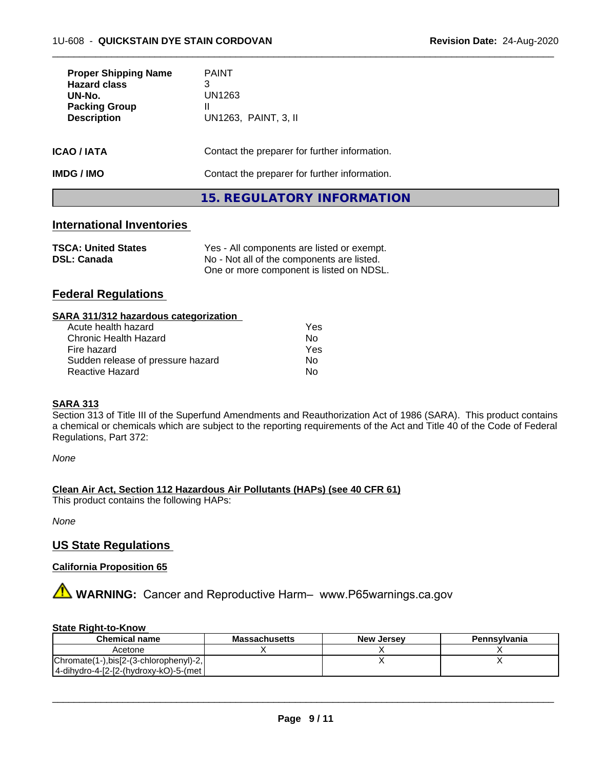| | |
|---|---|
| **Proper Shipping Name** | PAINT |
| **Hazard class** | 3 |
| **UN-No.** | UN1263 |
| **Packing Group** | II |
| **Description** | UN1263, PAINT, 3, II |

**ICAO / IATA** Contact the preparer for further information.

**IMDG / IMO** Contact the preparer for further information.

# 15. REGULATORY INFORMATION

## International Inventories

| | |
|---|---|
| **TSCA: United States** | Yes - All components are listed or exempt. |
| **DSL: Canada** | No - Not all of the components are listed. One or more component is listed on NDSL. |

## Federal Regulations

### SARA 311/312 hazardous categorization

| | |
|---|---|
| Acute health hazard | Yes |
| Chronic Health Hazard | No |
| Fire hazard | Yes |
| Sudden release of pressure hazard | No |
| Reactive Hazard | No |

### SARA 313

Section 313 of Title III of the Superfund Amendments and Reauthorization Act of 1986 (SARA). This product contains a chemical or chemicals which are subject to the reporting requirements of the Act and Title 40 of the Code of Federal Regulations, Part 372:

*None*

### Clean Air Act, Section 112 Hazardous Air Pollutants (HAPs) (see 40 CFR 61)

This product contains the following HAPs:

*None*

## US State Regulations

### California Proposition 65

⚠ **WARNING:** Cancer and Reproductive Harm– www.P65warnings.ca.gov

### State Right-to-Know

| Chemical name | Massachusetts | New Jersey | Pennsylvania |
|---|---|---|---|
| Acetone | X | X | X |
| Chromate(1-),bis[2-(3-chlorophenyl)-2,4-dihydro-4-[2-(hydroxy-kO)-5-(met | | X | X |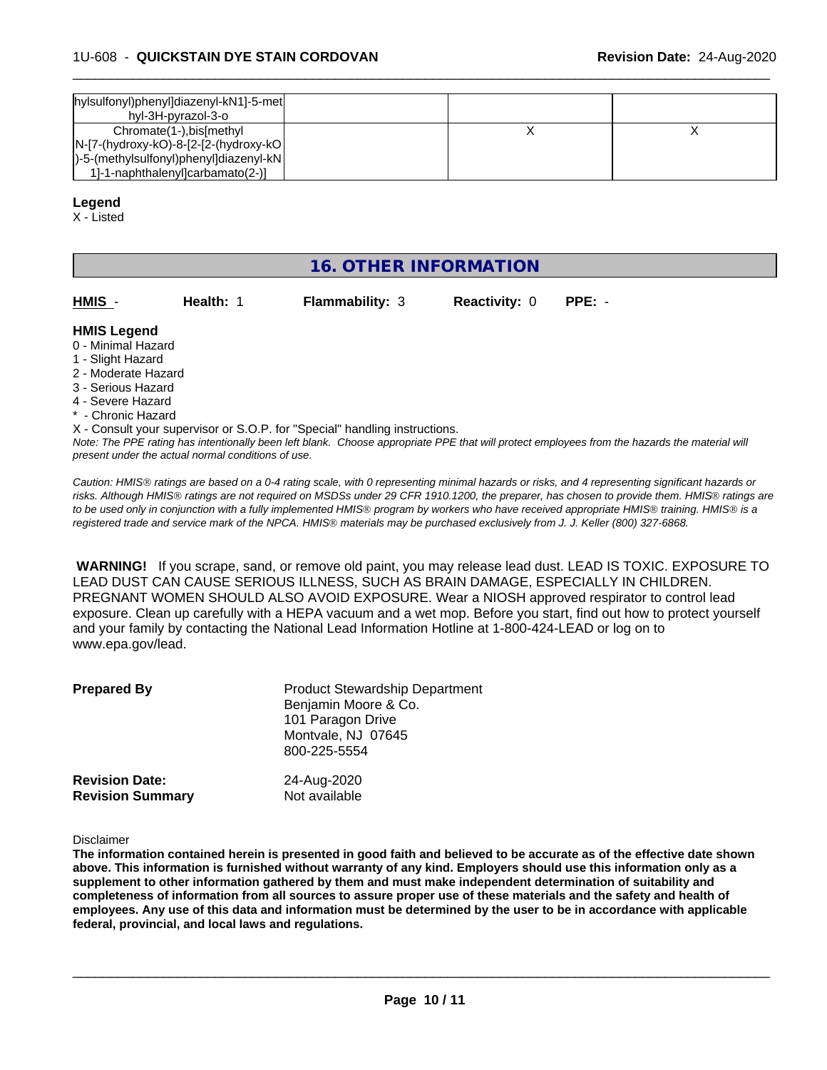| | | |
|---|---|---|
| hylsulfonyl)phenyl]diazenyl-kN1]-5-methyl-3H-pyrazol-3-o | | |
| Chromate(1-),bis[methyl N-[7-(hydroxy-kO)-8-[2-[2-(hydroxy-kO)-5-(methylsulfonyl)phenyl]diazenyl-kN1]-1-naphthalenyl]carbamato(2-)] | X | X |

**Legend**
X - Listed

## 16. OTHER INFORMATION

**HMIS** - **Health:** 1 **Flammability:** 3 **Reactivity:** 0 **PPE:** -

**HMIS Legend**
0 - Minimal Hazard
1 - Slight Hazard
2 - Moderate Hazard
3 - Serious Hazard
4 - Severe Hazard
* - Chronic Hazard
X - Consult your supervisor or S.O.P. for "Special" handling instructions.
*Note: The PPE rating has intentionally been left blank. Choose appropriate PPE that will protect employees from the hazards the material will present under the actual normal conditions of use.*

*Caution: HMIS® ratings are based on a 0-4 rating scale, with 0 representing minimal hazards or risks, and 4 representing significant hazards or risks. Although HMIS® ratings are not required on MSDSs under 29 CFR 1910.1200, the preparer, has chosen to provide them. HMIS® ratings are to be used only in conjunction with a fully implemented HMIS® program by workers who have received appropriate HMIS® training. HMIS® is a registered trade and service mark of the NPCA. HMIS® materials may be purchased exclusively from J. J. Keller (800) 327-6868.*

**WARNING!** If you scrape, sand, or remove old paint, you may release lead dust. LEAD IS TOXIC. EXPOSURE TO LEAD DUST CAN CAUSE SERIOUS ILLNESS, SUCH AS BRAIN DAMAGE, ESPECIALLY IN CHILDREN. PREGNANT WOMEN SHOULD ALSO AVOID EXPOSURE. Wear a NIOSH approved respirator to control lead exposure. Clean up carefully with a HEPA vacuum and a wet mop. Before you start, find out how to protect yourself and your family by contacting the National Lead Information Hotline at 1-800-424-LEAD or log on to www.epa.gov/lead.

**Prepared By** Product Stewardship Department
Benjamin Moore & Co.
101 Paragon Drive
Montvale, NJ 07645
800-225-5554

**Revision Date:** 24-Aug-2020
**Revision Summary** Not available

Disclaimer
**The information contained herein is presented in good faith and believed to be accurate as of the effective date shown above. This information is furnished without warranty of any kind. Employers should use this information only as a supplement to other information gathered by them and must make independent determination of suitability and completeness of information from all sources to assure proper use of these materials and the safety and health of employees. Any use of this data and information must be determined by the user to be in accordance with applicable federal, provincial, and local laws and regulations.**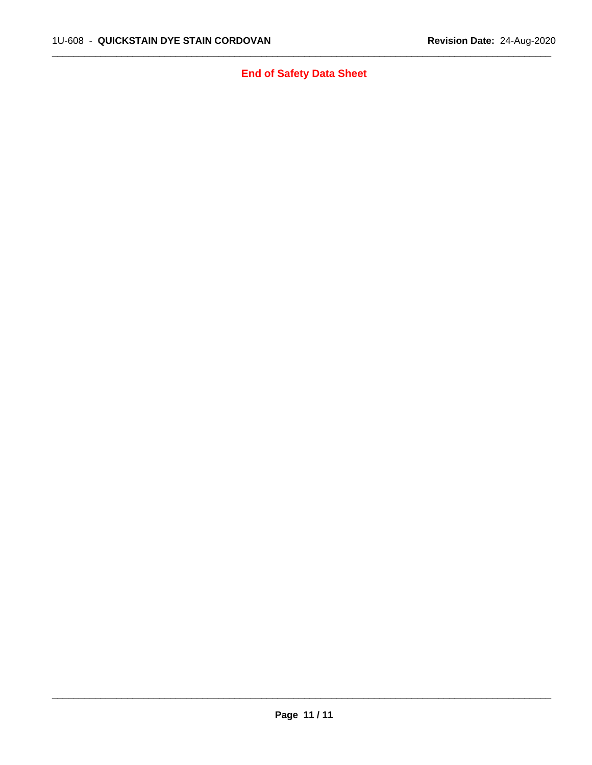**End of Safety Data Sheet**